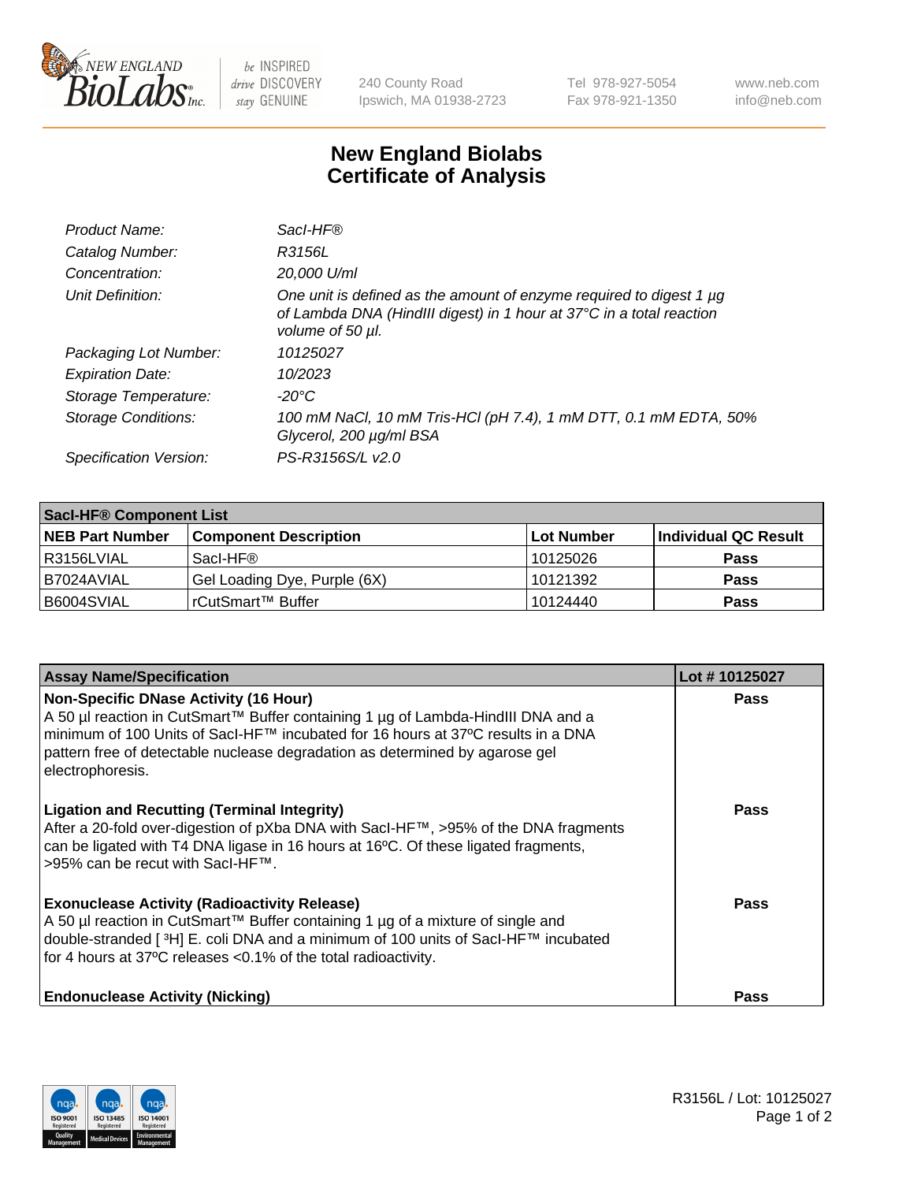New England Biolabs — be INSPIRED drive DISCOVERY stay GENUINE

240 County Road
Ipswich, MA 01938-2723

Tel 978-927-5054
Fax 978-921-1350

www.neb.com
info@neb.com

# New England Biolabs
# Certificate of Analysis

| | |
|---|---|
| *Product Name:* | *SacI-HF®* |
| *Catalog Number:* | *R3156L* |
| *Concentration:* | *20,000 U/ml* |
| *Unit Definition:* | *One unit is defined as the amount of enzyme required to digest 1 µg of Lambda DNA (HindIII digest) in 1 hour at 37°C in a total reaction volume of 50 µl.* |
| *Packaging Lot Number:* | *10125027* |
| *Expiration Date:* | *10/2023* |
| *Storage Temperature:* | *-20°C* |
| *Storage Conditions:* | *100 mM NaCl, 10 mM Tris-HCl (pH 7.4), 1 mM DTT, 0.1 mM EDTA, 50% Glycerol, 200 µg/ml BSA* |
| *Specification Version:* | *PS-R3156S/L v2.0* |

| **SacI-HF® Component List** | | | |
|---|---|---|---|
| **NEB Part Number** | **Component Description** | **Lot Number** | **Individual QC Result** |
| R3156LVIAL | SacI-HF® | 10125026 | **Pass** |
| B7024AVIAL | Gel Loading Dye, Purple (6X) | 10121392 | **Pass** |
| B6004SVIAL | rCutSmart™ Buffer | 10124440 | **Pass** |

| **Assay Name/Specification** | **Lot # 10125027** |
|---|---|
| **Non-Specific DNase Activity (16 Hour)**<br>A 50 µl reaction in CutSmart™ Buffer containing 1 µg of Lambda-HindIII DNA and a minimum of 100 Units of SacI-HF™ incubated for 16 hours at 37ºC results in a DNA pattern free of detectable nuclease degradation as determined by agarose gel electrophoresis. | **Pass** |
| **Ligation and Recutting (Terminal Integrity)**<br>After a 20-fold over-digestion of pXba DNA with SacI-HF™, >95% of the DNA fragments can be ligated with T4 DNA ligase in 16 hours at 16ºC. Of these ligated fragments, >95% can be recut with SacI-HF™. | **Pass** |
| **Exonuclease Activity (Radioactivity Release)**<br>A 50 µl reaction in CutSmart™ Buffer containing 1 µg of a mixture of single and double-stranded [ $^3$H] E. coli DNA and a minimum of 100 units of SacI-HF™ incubated for 4 hours at 37ºC releases <0.1% of the total radioactivity. | **Pass** |
| **Endonuclease Activity (Nicking)** | **Pass** |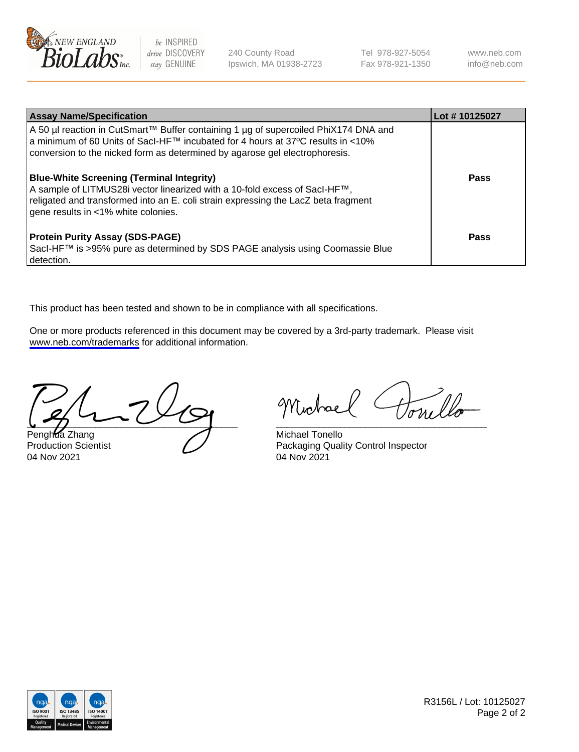| Assay Name/Specification | Lot # 10125027 |
|---|---|
| A 50 µl reaction in CutSmart™ Buffer containing 1 µg of supercoiled PhiX174 DNA and a minimum of 60 Units of SacI-HF™ incubated for 4 hours at 37ºC results in <10% conversion to the nicked form as determined by agarose gel electrophoresis. | |
| **Blue-White Screening (Terminal Integrity)** A sample of LITMUS28i vector linearized with a 10-fold excess of SacI-HF™, religated and transformed into an E. coli strain expressing the LacZ beta fragment gene results in <1% white colonies. | **Pass** |
| **Protein Purity Assay (SDS-PAGE)** SacI-HF™ is >95% pure as determined by SDS PAGE analysis using Coomassie Blue detection. | **Pass** |

This product has been tested and shown to be in compliance with all specifications.

One or more products referenced in this document may be covered by a 3rd-party trademark. Please visit www.neb.com/trademarks for additional information.

Penghua Zhang
Production Scientist
04 Nov 2021

Michael Tonello
Packaging Quality Control Inspector
04 Nov 2021

R3156L / Lot: 10125027